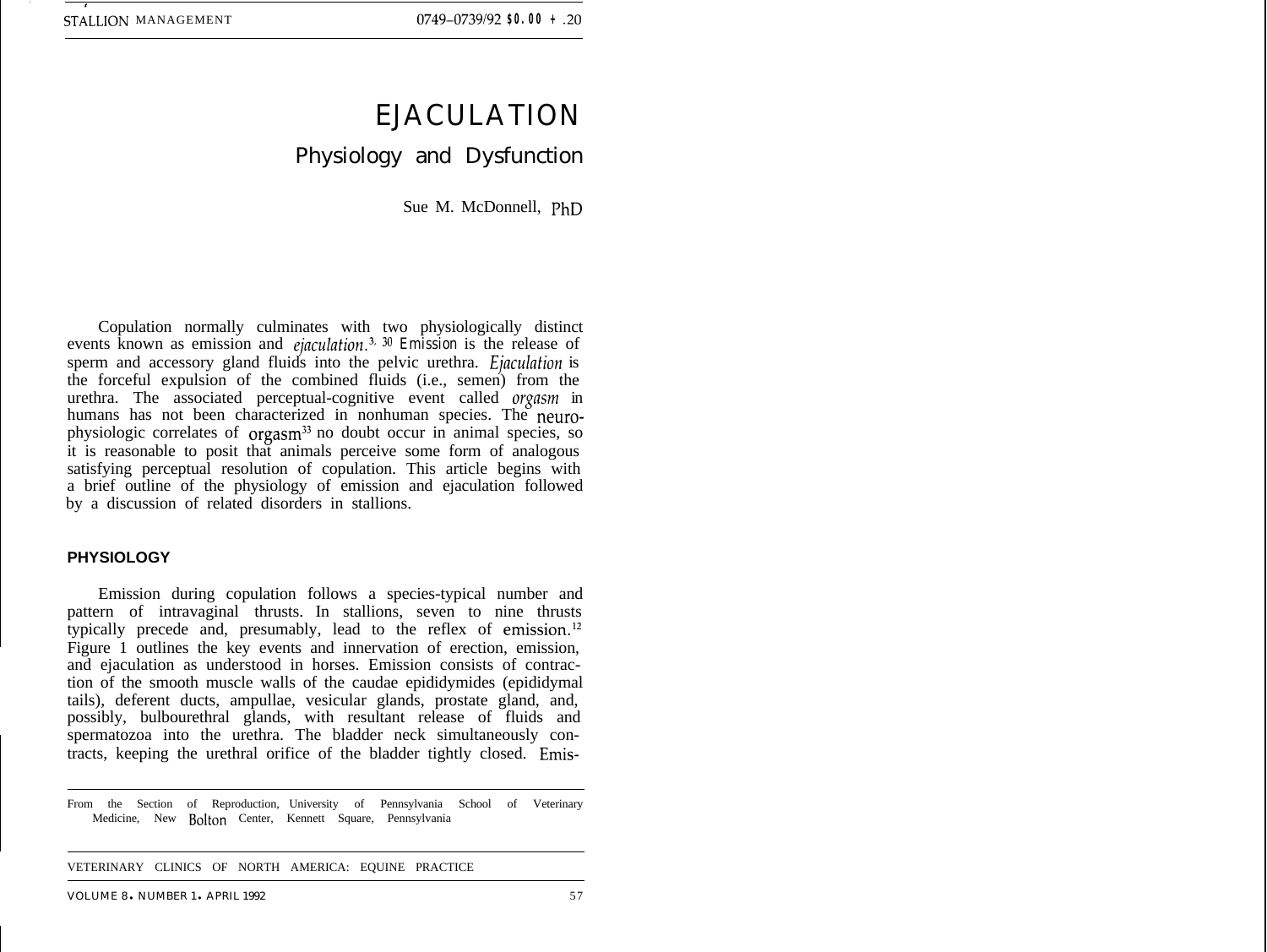# EJACULATION

## Physiology and Dysfunction

Sue M. McDonnell, PhD

Copulation normally culminates with two physiologically distinct events known as emission and *ejaculation*.[3, 30] *Emission* is the release of sperm and accessory gland fluids into the pelvic urethra. *Ejaculation* is the forceful expulsion of the combined fluids (i.e., semen) from the urethra. The associated perceptual-cognitive event called *orgasm* in humans has not been characterized in nonhuman species. The neurophysiologic correlates of orgasm[33] no doubt occur in animal species, so it is reasonable to posit that animals perceive some form of analogous satisfying perceptual resolution of copulation. This article begins with a brief outline of the physiology of emission and ejaculation followed by a discussion of related disorders in stallions.

### PHYSIOLOGY

Emission during copulation follows a species-typical number and pattern of intravaginal thrusts. In stallions, seven to nine thrusts typically precede and, presumably, lead to the reflex of emission.[12] Figure 1 outlines the key events and innervation of erection, emission, and ejaculation as understood in horses. Emission consists of contraction of the smooth muscle walls of the caudae epididymides (epididymal tails), deferent ducts, ampullae, vesicular glands, prostate gland, and, possibly, bulbourethral glands, with resultant release of fluids and spermatozoa into the urethra. The bladder neck simultaneously contracts, keeping the urethral orifice of the bladder tightly closed. Emis-

From the Section of Reproduction, University of Pennsylvania School of Veterinary Medicine, New Bolton Center, Kennett Square, Pennsylvania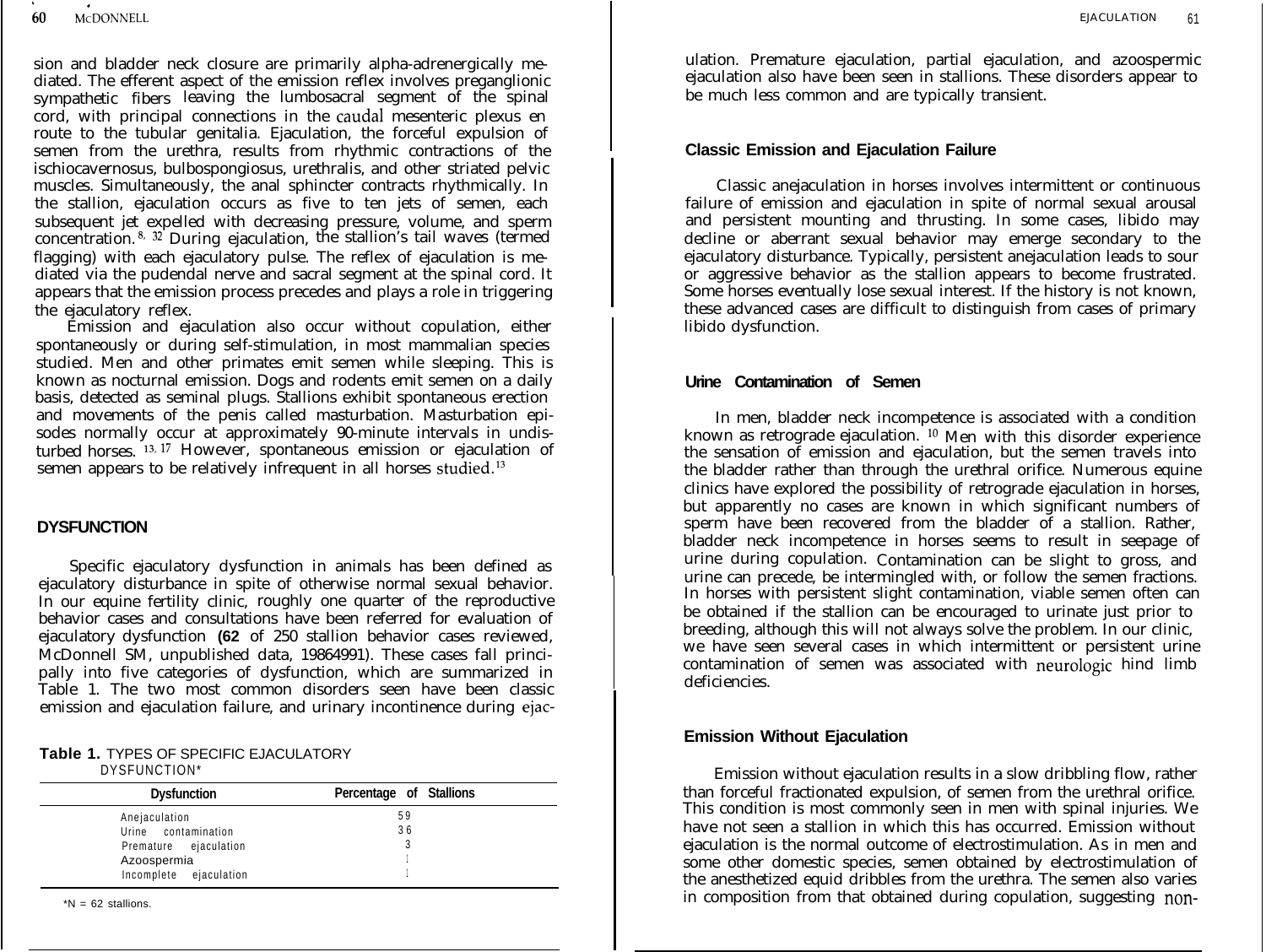sion and bladder neck closure are primarily alpha-adrenergically mediated. The efferent aspect of the emission reflex involves preganglionic sympathetic fibers leaving the lumbosacral segment of the spinal cord, with principal connections in the caudal mesenteric plexus en route to the tubular genitalia. Ejaculation, the forceful expulsion of semen from the urethra, results from rhythmic contractions of the ischiocavernosus, bulbospongiosus, urethralis, and other striated pelvic muscles. Simultaneously, the anal sphincter contracts rhythmically. In the stallion, ejaculation occurs as five to ten jets of semen, each subsequent jet expelled with decreasing pressure, volume, and sperm concentration.[8, 32] During ejaculation, the stallion's tail waves (termed flagging) with each ejaculatory pulse. The reflex of ejaculation is mediated via the pudendal nerve and sacral segment at the spinal cord. It appears that the emission process precedes and plays a role in triggering the ejaculatory reflex.

Emission and ejaculation also occur without copulation, either spontaneously or during self-stimulation, in most mammalian species studied. Men and other primates emit semen while sleeping. This is known as nocturnal emission. Dogs and rodents emit semen on a daily basis, detected as seminal plugs. Stallions exhibit spontaneous erection and movements of the penis called masturbation. Masturbation episodes normally occur at approximately 90-minute intervals in undisturbed horses.[13, 17] However, spontaneous emission or ejaculation of semen appears to be relatively infrequent in all horses studied.[13]

## DYSFUNCTION

Specific ejaculatory dysfunction in animals has been defined as ejaculatory disturbance in spite of otherwise normal sexual behavior. In our equine fertility clinic, roughly one quarter of the reproductive behavior cases and consultations have been referred for evaluation of ejaculatory dysfunction (62 of 250 stallion behavior cases reviewed, McDonnell SM, unpublished data, 19864991). These cases fall principally into five categories of dysfunction, which are summarized in Table 1. The two most common disorders seen have been classic emission and ejaculation failure, and urinary incontinence during ejaculation. Premature ejaculation, partial ejaculation, and azoospermic ejaculation also have been seen in stallions. These disorders appear to be much less common and are typically transient.

**Table 1.** TYPES OF SPECIFIC EJACULATORY DYSFUNCTION*

| Dysfunction | Percentage of Stallions |
|---|---|
| Anejaculation | 59 |
| Urine contamination | 36 |
| Premature ejaculation | 3 |
| Azoospermia | 1 |
| Incomplete ejaculation | 1 |

*N = 62 stallions.

### Classic Emission and Ejaculation Failure

Classic anejaculation in horses involves intermittent or continuous failure of emission and ejaculation in spite of normal sexual arousal and persistent mounting and thrusting. In some cases, libido may decline or aberrant sexual behavior may emerge secondary to the ejaculatory disturbance. Typically, persistent anejaculation leads to sour or aggressive behavior as the stallion appears to become frustrated. Some horses eventually lose sexual interest. If the history is not known, these advanced cases are difficult to distinguish from cases of primary libido dysfunction.

### Urine Contamination of Semen

In men, bladder neck incompetence is associated with a condition known as retrograde ejaculation.[10] Men with this disorder experience the sensation of emission and ejaculation, but the semen travels into the bladder rather than through the urethral orifice. Numerous equine clinics have explored the possibility of retrograde ejaculation in horses, but apparently no cases are known in which significant numbers of sperm have been recovered from the bladder of a stallion. Rather, bladder neck incompetence in horses seems to result in seepage of urine during copulation. Contamination can be slight to gross, and urine can precede, be intermingled with, or follow the semen fractions. In horses with persistent slight contamination, viable semen often can be obtained if the stallion can be encouraged to urinate just prior to breeding, although this will not always solve the problem. In our clinic, we have seen several cases in which intermittent or persistent urine contamination of semen was associated with neurologic hind limb deficiencies.

### Emission Without Ejaculation

Emission without ejaculation results in a slow dribbling flow, rather than forceful fractionated expulsion, of semen from the urethral orifice. This condition is most commonly seen in men with spinal injuries. We have not seen a stallion in which this has occurred. Emission without ejaculation is the normal outcome of electrostimulation. As in men and some other domestic species, semen obtained by electrostimulation of the anesthetized equid dribbles from the urethra. The semen also varies in composition from that obtained during copulation, suggesting non-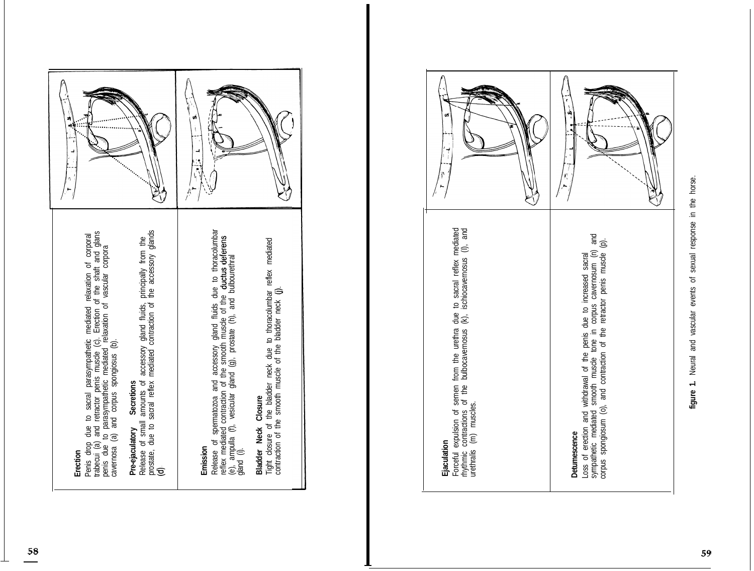**Erection**
Penis drop due to sacral parasympathetic mediated relaxation of corporal trabecui (a) and retractor penis muscle (c). Erection of the shaft and glans penis due to parasympathetic mediated relaxation of vascular corpora cavernosa (a) and corpus spongiosus (b).

**Pre-ejaculatory Secretions**
Release of small amounts of accessory gland fluids, principally from the prostate, due to sacral reflex mediated contraction of the accessory glands (d)

**Emission**
Release of spermatozoa and accessory gland fluids due to thoracolumbar reflex mediated contraction of the smooth muscle of the **ductus deferens** (e), ampulla (f), vesicular gland (g), prostate (h), and bulbourethral gland (i).

**Bladder Neck Closure**
Tight closure of the bladder neck due to thoracolumbar reflex mediated contraction of the smooth muscle of the bladder neck (j).

**Ejaculation**
Forceful expulsion of semen from the urethra due to sacral reflex mediated rhythmic contractions of the bulbocavernosus (k), ischiocavernosus (l), and urethralis (m) muscles.

**Detumescence**
Loss of erection and withdrawal of the penis due to increased sacral sympathetic mediated smooth muscle tone in corpus cavernosum (n) and corpus spongiosum (o), and contraction of the retractor penis muscle (p).

**figure 1.** Neural and vascular events of sexual response in the horse.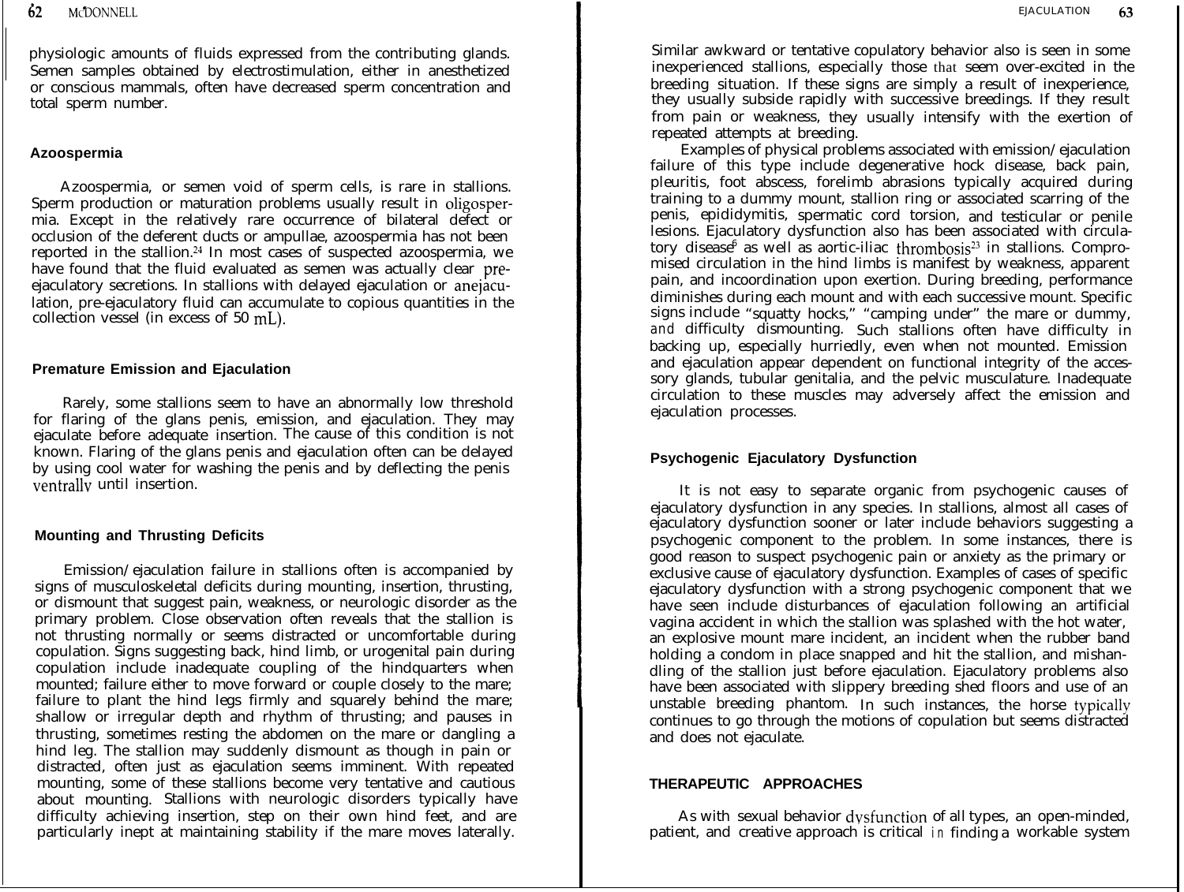physiologic amounts of fluids expressed from the contributing glands. Semen samples obtained by electrostimulation, either in anesthetized or conscious mammals, often have decreased sperm concentration and total sperm number.

### Azoospermia

Azoospermia, or semen void of sperm cells, is rare in stallions. Sperm production or maturation problems usually result in oligospermia. Except in the relatively rare occurrence of bilateral defect or occlusion of the deferent ducts or ampullae, azoospermia has not been reported in the stallion.[24] In most cases of suspected azoospermia, we have found that the fluid evaluated as semen was actually clear pre-ejaculatory secretions. In stallions with delayed ejaculation or anejaculation, pre-ejaculatory fluid can accumulate to copious quantities in the collection vessel (in excess of 50 mL).

### Premature Emission and Ejaculation

Rarely, some stallions seem to have an abnormally low threshold for flaring of the glans penis, emission, and ejaculation. They may ejaculate before adequate insertion. The cause of this condition is not known. Flaring of the glans penis and ejaculation often can be delayed by using cool water for washing the penis and by deflecting the penis ventrally until insertion.

### Mounting and Thrusting Deficits

Emission/ejaculation failure in stallions often is accompanied by signs of musculoskeletal deficits during mounting, insertion, thrusting, or dismount that suggest pain, weakness, or neurologic disorder as the primary problem. Close observation often reveals that the stallion is not thrusting normally or seems distracted or uncomfortable during copulation. Signs suggesting back, hind limb, or urogenital pain during copulation include inadequate coupling of the hindquarters when mounted; failure either to move forward or couple closely to the mare; failure to plant the hind legs firmly and squarely behind the mare; shallow or irregular depth and rhythm of thrusting; and pauses in thrusting, sometimes resting the abdomen on the mare or dangling a hind leg. The stallion may suddenly dismount as though in pain or distracted, often just as ejaculation seems imminent. With repeated mounting, some of these stallions become very tentative and cautious about mounting. Stallions with neurologic disorders typically have difficulty achieving insertion, step on their own hind feet, and are particularly inept at maintaining stability if the mare moves laterally. Similar awkward or tentative copulatory behavior also is seen in some inexperienced stallions, especially those that seem over-excited in the breeding situation. If these signs are simply a result of inexperience, they usually subside rapidly with successive breedings. If they result from pain or weakness, they usually intensify with the exertion of repeated attempts at breeding.

Examples of physical problems associated with emission/ejaculation failure of this type include degenerative hock disease, back pain, pleuritis, foot abscess, forelimb abrasions typically acquired during training to a dummy mount, stallion ring or associated scarring of the penis, epididymitis, spermatic cord torsion, and testicular or penile lesions. Ejaculatory dysfunction also has been associated with circulatory disease[6] as well as aortic-iliac thrombosis[23] in stallions. Compromised circulation in the hind limbs is manifest by weakness, apparent pain, and incoordination upon exertion. During breeding, performance diminishes during each mount and with each successive mount. Specific signs include "squatty hocks," "camping under" the mare or dummy, and difficulty dismounting. Such stallions often have difficulty in backing up, especially hurriedly, even when not mounted. Emission and ejaculation appear dependent on functional integrity of the accessory glands, tubular genitalia, and the pelvic musculature. Inadequate circulation to these muscles may adversely affect the emission and ejaculation processes.

### Psychogenic Ejaculatory Dysfunction

It is not easy to separate organic from psychogenic causes of ejaculatory dysfunction in any species. In stallions, almost all cases of ejaculatory dysfunction sooner or later include behaviors suggesting a psychogenic component to the problem. In some instances, there is good reason to suspect psychogenic pain or anxiety as the primary or exclusive cause of ejaculatory dysfunction. Examples of cases of specific ejaculatory dysfunction with a strong psychogenic component that we have seen include disturbances of ejaculation following an artificial vagina accident in which the stallion was splashed with the hot water, an explosive mount mare incident, an incident when the rubber band holding a condom in place snapped and hit the stallion, and mishandling of the stallion just before ejaculation. Ejaculatory problems also have been associated with slippery breeding shed floors and use of an unstable breeding phantom. In such instances, the horse typically continues to go through the motions of copulation but seems distracted and does not ejaculate.

## THERAPEUTIC APPROACHES

As with sexual behavior dysfunction of all types, an open-minded, patient, and creative approach is critical in finding a workable system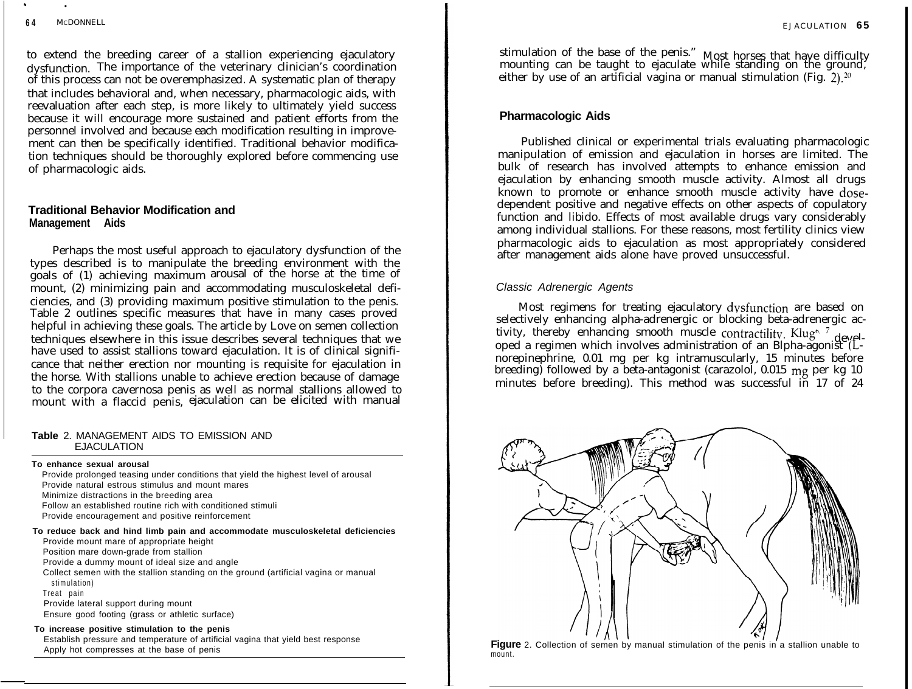to extend the breeding career of a stallion experiencing ejaculatory dysfunction. The importance of the veterinary clinician's coordination of this process can not be overemphasized. A systematic plan of therapy that includes behavioral and, when necessary, pharmacologic aids, with reevaluation after each step, is more likely to ultimately yield success because it will encourage more sustained and patient efforts from the personnel involved and because each modification resulting in improvement can then be specifically identified. Traditional behavior modification techniques should be thoroughly explored before commencing use of pharmacologic aids.

### Traditional Behavior Modification and Management Aids

Perhaps the most useful approach to ejaculatory dysfunction of the types described is to manipulate the breeding environment with the goals of (1) achieving maximum arousal of the horse at the time of mount, (2) minimizing pain and accommodating musculoskeletal deficiencies, and (3) providing maximum positive stimulation to the penis. Table 2 outlines specific measures that have in many cases proved helpful in achieving these goals. The article by Love on semen collection techniques elsewhere in this issue describes several techniques that we have used to assist stallions toward ejaculation. It is of clinical significance that neither erection nor mounting is requisite for ejaculation in the horse. With stallions unable to achieve erection because of damage to the corpora cavernosa penis as well as normal stallions allowed to mount with a flaccid penis, ejaculation can be elicited with manual stimulation of the base of the penis." Most horses that have difficulty mounting can be taught to ejaculate while standing on the ground, either by use of an artificial vagina or manual stimulation (Fig. 2).[20]

**Table 2.** MANAGEMENT AIDS TO EMISSION AND EJACULATION

| |
|---|
| **To enhance sexual arousal** |
| Provide prolonged teasing under conditions that yield the highest level of arousal |
| Provide natural estrous stimulus and mount mares |
| Minimize distractions in the breeding area |
| Follow an established routine rich with conditioned stimuli |
| Provide encouragement and positive reinforcement |
| **To reduce back and hind limb pain and accommodate musculoskeletal deficiencies** |
| Provide mount mare of appropriate height |
| Position mare down-grade from stallion |
| Provide a dummy mount of ideal size and angle |
| Collect semen with the stallion standing on the ground (artificial vagina or manual stimulation) |
| Treat pain |
| Provide lateral support during mount |
| Ensure good footing (grass or athletic surface) |
| **To increase positive stimulation to the penis** |
| Establish pressure and temperature of artificial vagina that yield best response |
| Apply hot compresses at the base of penis |

### Pharmacologic Aids

Published clinical or experimental trials evaluating pharmacologic manipulation of emission and ejaculation in horses are limited. The bulk of research has involved attempts to enhance emission and ejaculation by enhancing smooth muscle activity. Almost all drugs known to promote or enhance smooth muscle activity have dose-dependent positive and negative effects on other aspects of copulatory function and libido. Effects of most available drugs vary considerably among individual stallions. For these reasons, most fertility clinics view pharmacologic aids to ejaculation as most appropriately considered after management aids alone have proved unsuccessful.

#### *Classic Adrenergic Agents*

Most regimens for treating ejaculatory dysfunction are based on selectively enhancing alpha-adrenergic or blocking beta-adrenergic activity, thereby enhancing smooth muscle contractility. Klug[6,7] developed a regimen which involves administration of an alpha-agonist (L-norepinephrine, 0.01 mg per kg intramuscularly, 15 minutes before breeding) followed by a beta-antagonist (carazolol, 0.015 mg per kg 10 minutes before breeding). This method was successful in 17 of 24

**Figure** 2. Collection of semen by manual stimulation of the penis in a stallion unable to mount.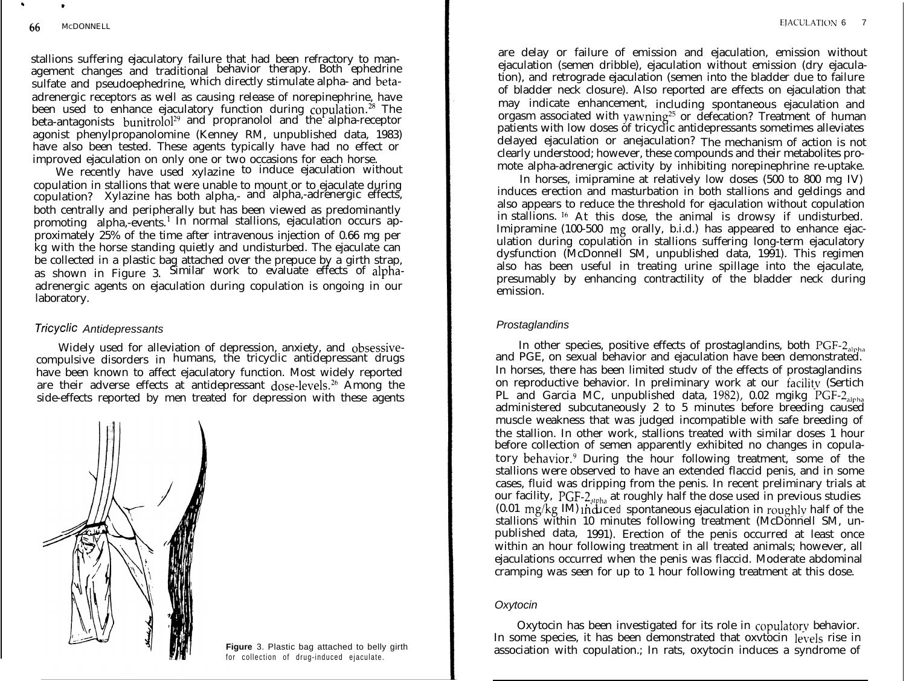stallions suffering ejaculatory failure that had been refractory to management changes and traditional behavior therapy. Both ephedrine sulfate and pseudoephedrine, which directly stimulate alpha- and beta-adrenergic receptors as well as causing release of norepinephrine, have been used to enhance ejaculatory function during copulation.[28] The beta-antagonists bunitrolol[29] and propranolol and the alpha-receptor agonist phenylpropanolomine (Kenney RM, unpublished data, 1983) have also been tested. These agents typically have had no effect or improved ejaculation on only one or two occasions for each horse.

We recently have used xylazine to induce ejaculation without copulation in stallions that were unable to mount or to ejaculate during copulation? Xylazine has both alpha,- and alpha,-adrenergic effects, both centrally and peripherally but has been viewed as predominantly promoting alpha,-events.[1] In normal stallions, ejaculation occurs approximately 25% of the time after intravenous injection of 0.66 mg per kg with the horse standing quietly and undisturbed. The ejaculate can be collected in a plastic bag attached over the prepuce by a girth strap, as shown in Figure 3. Similar work to evaluate effects of alpha-adrenergic agents on ejaculation during copulation is ongoing in our laboratory.

### *Tricyclic Antidepressants*

Widely used for alleviation of depression, anxiety, and obsessive-compulsive disorders in humans, the tricyclic antidepressant drugs have been known to affect ejaculatory function. Most widely reported are their adverse effects at antidepressant dose-levels.[26] Among the side-effects reported by men treated for depression with these agents

**Figure** 3. Plastic bag attached to belly girth for collection of drug-induced ejaculate.

are delay or failure of emission and ejaculation, emission without ejaculation (semen dribble), ejaculation without emission (dry ejaculation), and retrograde ejaculation (semen into the bladder due to failure of bladder neck closure). Also reported are effects on ejaculation that may indicate enhancement, including spontaneous ejaculation and orgasm associated with yawning[25] or defecation? Treatment of human patients with low doses of tricyclic antidepressants sometimes alleviates delayed ejaculation or anejaculation? The mechanism of action is not clearly understood; however, these compounds and their metabolites promote alpha-adrenergic activity by inhibiting norepinephrine re-uptake.

In horses, imipramine at relatively low doses (500 to 800 mg IV) induces erection and masturbation in both stallions and geldings and also appears to reduce the threshold for ejaculation without copulation in stallions.[16] At this dose, the animal is drowsy if undisturbed. Imipramine (100-500 mg orally, b.i.d.) has appeared to enhance ejaculation during copulation in stallions suffering long-term ejaculatory dysfunction (McDonnell SM, unpublished data, 1991). This regimen also has been useful in treating urine spillage into the ejaculate, presumably by enhancing contractility of the bladder neck during emission.

### *Prostaglandins*

In other species, positive effects of prostaglandins, both $PGF\text{-}2_{alpha}$ and PGE, on sexual behavior and ejaculation have been demonstrated. In horses, there has been limited studv of the effects of prostaglandins on reproductive behavior. In preliminary work at our facility (Sertich PL and Garcia MC, unpublished data, 1982), 0.02 mgikg $PGF\text{-}2_{alpha}$ administered subcutaneously 2 to 5 minutes before breeding caused muscle weakness that was judged incompatible with safe breeding of the stallion. In other work, stallions treated with similar doses 1 hour before collection of semen apparently exhibited no changes in copulatory behavior.[9] During the hour following treatment, some of the stallions were observed to have an extended flaccid penis, and in some cases, fluid was dripping from the penis. In recent preliminary trials at our facility, $PGF\text{-}2_{alpha}$ at roughly half the dose used in previous studies (0.01 mg/kg IM) induced spontaneous ejaculation in roughly half of the stallions within 10 minutes following treatment (McDonnell SM, unpublished data, 1991). Erection of the penis occurred at least once within an hour following treatment in all treated animals; however, all ejaculations occurred when the penis was flaccid. Moderate abdominal cramping was seen for up to 1 hour following treatment at this dose.

### *Oxytocin*

Oxytocin has been investigated for its role in copulatory behavior. In some species, it has been demonstrated that oxvtocin levels rise in association with copulation.; In rats, oxytocin induces a syndrome of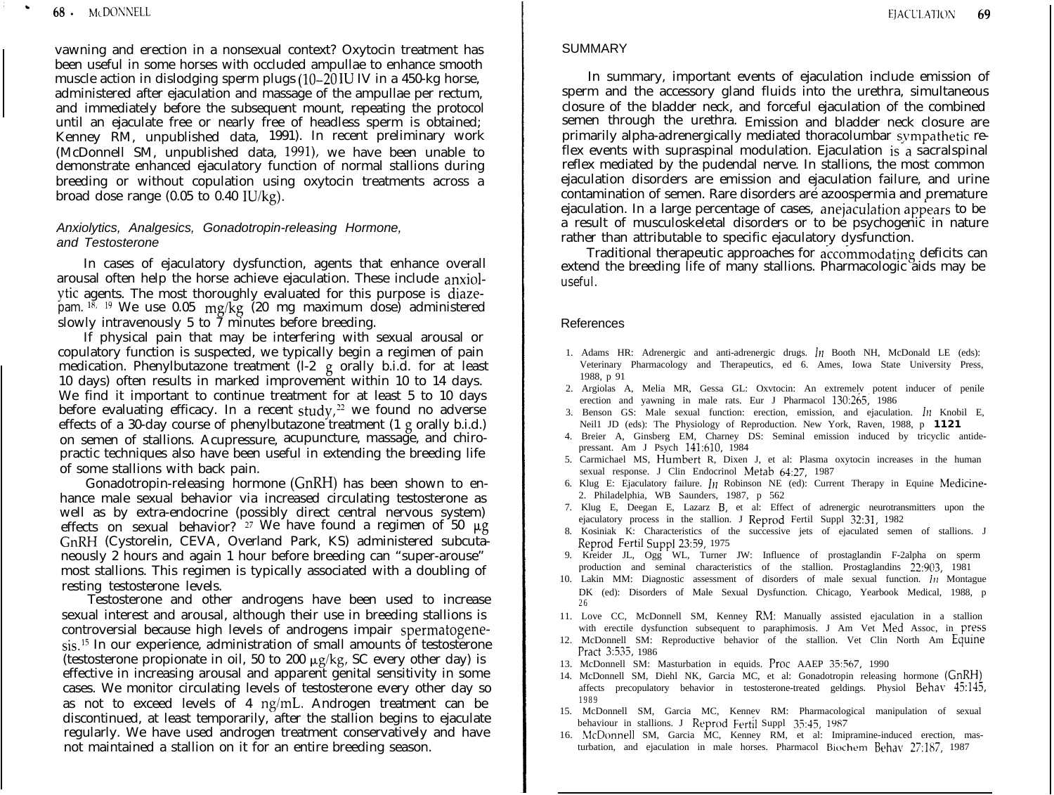yawning and erection in a nonsexual context? Oxytocin treatment has been useful in some horses with occluded ampullae to enhance smooth muscle action in dislodging sperm plugs (10–20 IU IV in a 450-kg horse, administered after ejaculation and massage of the ampullae per rectum, and immediately before the subsequent mount, repeating the protocol until an ejaculate free or nearly free of headless sperm is obtained; Kenney RM, unpublished data, 1991). In recent preliminary work (McDonnell SM, unpublished data, 1991), we have been unable to demonstrate enhanced ejaculatory function of normal stallions during breeding or without copulation using oxytocin treatments across a broad dose range (0.05 to 0.40 IU/kg).

### *Anxiolytics, Analgesics, Gonadotropin-releasing Hormone, and Testosterone*

In cases of ejaculatory dysfunction, agents that enhance overall arousal often help the horse achieve ejaculation. These include anxiolytic agents. The most thoroughly evaluated for this purpose is diazepam.[18, 19] We use 0.05 mg/kg (20 mg maximum dose) administered slowly intravenously 5 to 7 minutes before breeding.

If physical pain that may be interfering with sexual arousal or copulatory function is suspected, we typically begin a regimen of pain medication. Phenylbutazone treatment (1-2 g orally b.i.d. for at least 10 days) often results in marked improvement within 10 to 14 days. We find it important to continue treatment for at least 5 to 10 days before evaluating efficacy. In a recent study,[22] we found no adverse effects of a 30-day course of phenylbutazone treatment (1 g orally b.i.d.) on semen of stallions. Acupressure, acupuncture, massage, and chiropractic techniques also have been useful in extending the breeding life of some stallions with back pain.

Gonadotropin-releasing hormone (GnRH) has been shown to enhance male sexual behavior via increased circulating testosterone as well as by extra-endocrine (possibly direct central nervous system) effects on sexual behavior?[27] We have found a regimen of 50 μg GnRH (Cystorelin, CEVA, Overland Park, KS) administered subcutaneously 2 hours and again 1 hour before breeding can "super-arouse" most stallions. This regimen is typically associated with a doubling of resting testosterone levels.

Testosterone and other androgens have been used to increase sexual interest and arousal, although their use in breeding stallions is controversial because high levels of androgens impair spermatogenesis.[15] In our experience, administration of small amounts of testosterone (testosterone propionate in oil, 50 to 200 μg/kg, SC every other day) is effective in increasing arousal and apparent genital sensitivity in some cases. We monitor circulating levels of testosterone every other day so as not to exceed levels of 4 ng/mL. Androgen treatment can be discontinued, at least temporarily, after the stallion begins to ejaculate regularly. We have used androgen treatment conservatively and have not maintained a stallion on it for an entire breeding season.

## SUMMARY

In summary, important events of ejaculation include emission of sperm and the accessory gland fluids into the urethra, simultaneous closure of the bladder neck, and forceful ejaculation of the combined semen through the urethra. Emission and bladder neck closure are primarily alpha-adrenergically mediated thoracolumbar sympathetic reflex events with supraspinal modulation. Ejaculation is a sacralspinal reflex mediated by the pudendal nerve. In stallions, the most common ejaculation disorders are emission and ejaculation failure, and urine contamination of semen. Rare disorders are azoospermia and premature ejaculation. In a large percentage of cases, anejaculation appears to be a result of musculoskeletal disorders or to be psychogenic in nature rather than attributable to specific ejaculatory dysfunction.

Traditional therapeutic approaches for accommodating deficits can extend the breeding life of many stallions. Pharmacologic aids may be useful.

## References

1. Adams HR: Adrenergic and anti-adrenergic drugs. *In* Booth NH, McDonald LE (eds): Veterinary Pharmacology and Therapeutics, ed 6. Ames, Iowa State University Press, 1988, p 91
2. Argiolas A, Melia MR, Gessa GL: Oxytocin: An extremely potent inducer of penile erection and yawning in male rats. Eur J Pharmacol 130:265, 1986
3. Benson GS: Male sexual function: erection, emission, and ejaculation. *In* Knobil E, Neill JD (eds): The Physiology of Reproduction. New York, Raven, 1988, p 1121
4. Breier A, Ginsberg EM, Charney DS: Seminal emission induced by tricyclic antidepressant. Am J Psych 141:610, 1984
5. Carmichael MS, Humbert R, Dixen J, et al: Plasma oxytocin increases in the human sexual response. J Clin Endocrinol Metab 64:27, 1987
6. Klug E: Ejaculatory failure. *In* Robinson NE (ed): Current Therapy in Equine Medicine-2. Philadelphia, WB Saunders, 1987, p 562
7. Klug E, Deegan E, Lazarz B, et al: Effect of adrenergic neurotransmitters upon the ejaculatory process in the stallion. J Reprod Fertil Suppl 32:31, 1982
8. Kosiniak K: Characteristics of the successive jets of ejaculated semen of stallions. J Reprod Fertil Suppl 23:59, 1975
9. Kreider JL, Ogg WL, Turner JW: Influence of prostaglandin F-2alpha on sperm production and seminal characteristics of the stallion. Prostaglandins 22:903, 1981
10. Lakin MM: Diagnostic assessment of disorders of male sexual function. *In* Montague DK (ed): Disorders of Male Sexual Dysfunction. Chicago, Yearbook Medical, 1988, p 26
11. Love CC, McDonnell SM, Kenney RM: Manually assisted ejaculation in a stallion with erectile dysfunction subsequent to paraphimosis. J Am Vet Med Assoc, in press
12. McDonnell SM: Reproductive behavior of the stallion. Vet Clin North Am Equine Pract 3:535, 1986
13. McDonnell SM: Masturbation in equids. Proc AAEP 35:567, 1990
14. McDonnell SM, Diehl NK, Garcia MC, et al: Gonadotropin releasing hormone (GnRH) affects precopulatory behavior in testosterone-treated geldings. Physiol Behav 45:145, 1989
15. McDonnell SM, Garcia MC, Kenney RM: Pharmacological manipulation of sexual behaviour in stallions. J Reprod Fertil Suppl 35:45, 1987
16. McDonnell SM, Garcia MC, Kenney RM, et al: Imipramine-induced erection, masturbation, and ejaculation in male horses. Pharmacol Biochem Behav 27:187, 1987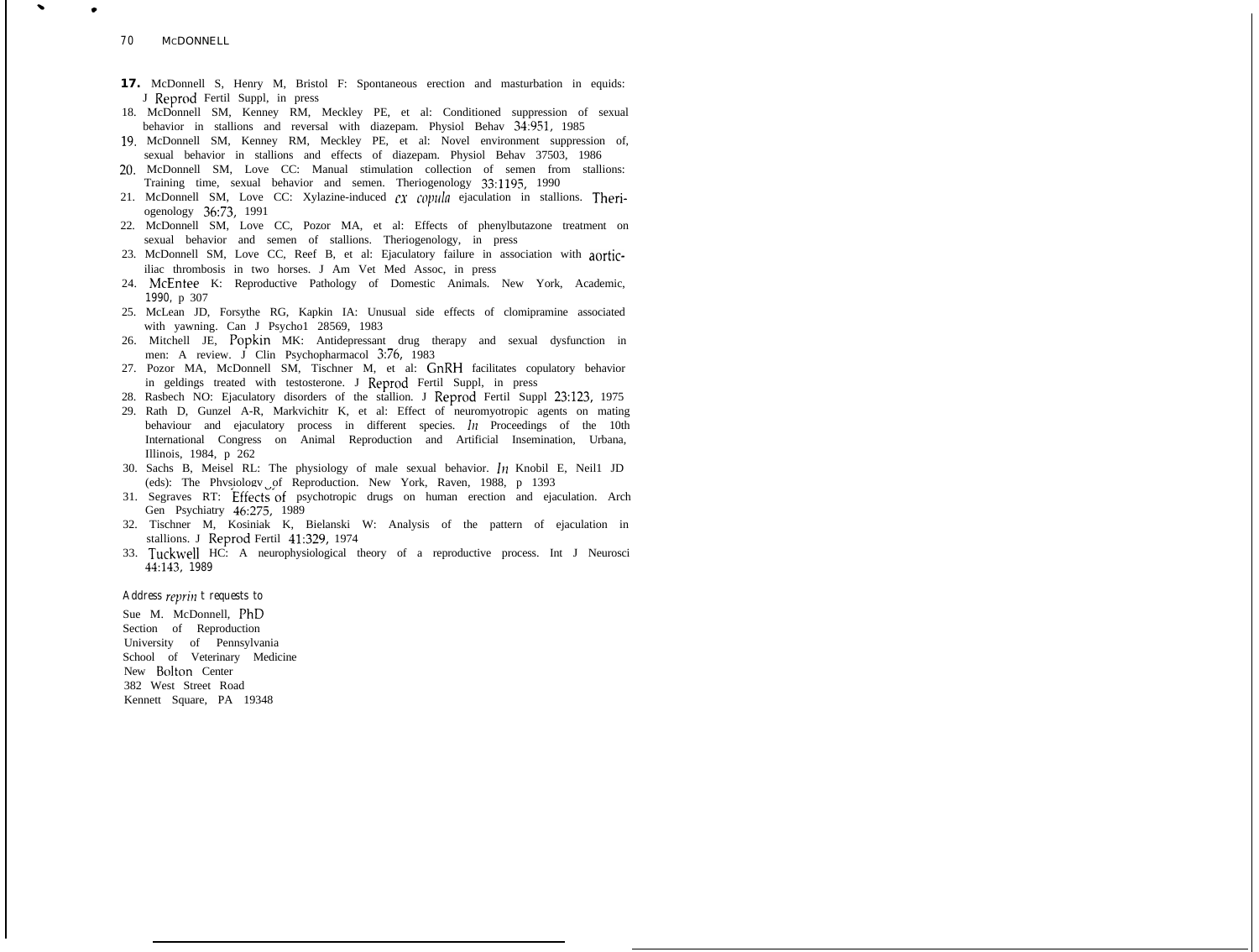17. McDonnell S, Henry M, Bristol F: Spontaneous erection and masturbation in equids: J Reprod Fertil Suppl, in press
18. McDonnell SM, Kenney RM, Meckley PE, et al: Conditioned suppression of sexual behavior in stallions and reversal with diazepam. Physiol Behav 34:951, 1985
19. McDonnell SM, Kenney RM, Meckley PE, et al: Novel environment suppression of, sexual behavior in stallions and effects of diazepam. Physiol Behav 37503, 1986
20. McDonnell SM, Love CC: Manual stimulation collection of semen from stallions: Training time, sexual behavior and semen. Theriogenology 33:1195, 1990
21. McDonnell SM, Love CC: Xylazine-induced *ex copula* ejaculation in stallions. Theriogenology 36:73, 1991
22. McDonnell SM, Love CC, Pozor MA, et al: Effects of phenylbutazone treatment on sexual behavior and semen of stallions. Theriogenology, in press
23. McDonnell SM, Love CC, Reef B, et al: Ejaculatory failure in association with aortic-iliac thrombosis in two horses. J Am Vet Med Assoc, in press
24. McEntee K: Reproductive Pathology of Domestic Animals. New York, Academic, 1990, p 307
25. McLean JD, Forsythe RG, Kapkin IA: Unusual side effects of clomipramine associated with yawning. Can J Psycho1 28569, 1983
26. Mitchell JE, Popkin MK: Antidepressant drug therapy and sexual dysfunction in men: A review. J Clin Psychopharmacol 3:76, 1983
27. Pozor MA, McDonnell SM, Tischner M, et al: GnRH facilitates copulatory behavior in geldings treated with testosterone. J Reprod Fertil Suppl, in press
28. Rasbech NO: Ejaculatory disorders of the stallion. J Reprod Fertil Suppl 23:123, 1975
29. Rath D, Gunzel A-R, Markvichitr K, et al: Effect of neuromyotropic agents on mating behaviour and ejaculatory process in different species. *In* Proceedings of the 10th International Congress on Animal Reproduction and Artificial Insemination, Urbana, Illinois, 1984, p 262
30. Sachs B, Meisel RL: The physiology of male sexual behavior. *In* Knobil E, Neil1 JD (eds): The Physiology of Reproduction. New York, Raven, 1988, p 1393
31. Segraves RT: Effects of psychotropic drugs on human erection and ejaculation. Arch Gen Psychiatry 46:275, 1989
32. Tischner M, Kosiniak K, Bielanski W: Analysis of the pattern of ejaculation in stallions. J Reprod Fertil 41:329, 1974
33. Tuckwell HC: A neurophysiological theory of a reproductive process. Int J Neurosci 44:143, 1989

*Address reprint requests to*

Sue M. McDonnell, PhD
Section of Reproduction
University of Pennsylvania
School of Veterinary Medicine
New Bolton Center
382 West Street Road
Kennett Square, PA 19348